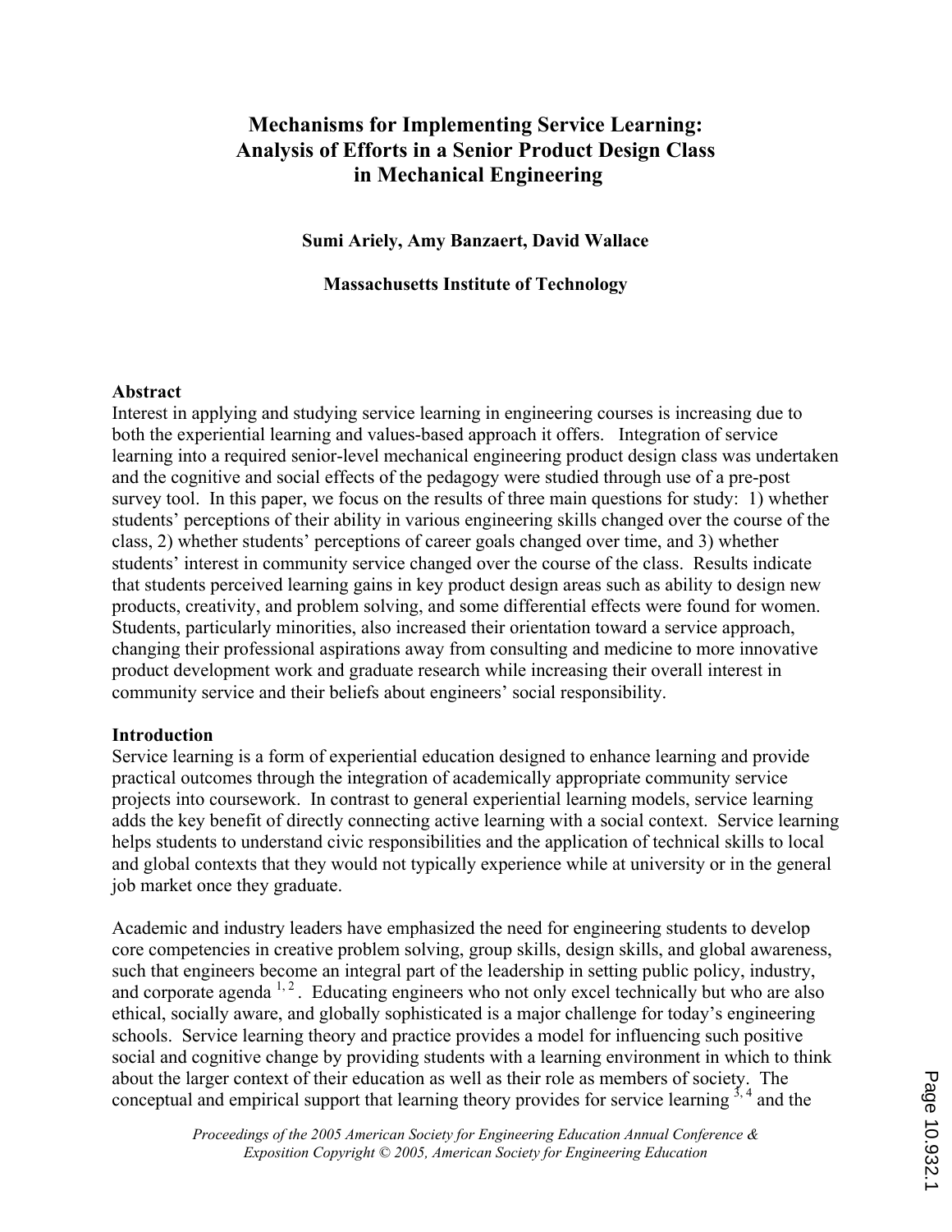# Mechanisms for Implementing Service Learning: Analysis of Efforts in a Senior Product Design Class in Mechanical Engineering

**Sumi Ariely, Amy Banzaert, David Wallace**

**Massachusetts Institute of Technology**

## Abstract

Interest in applying and studying service learning in engineering courses is increasing due to both the experiential learning and values-based approach it offers. Integration of service learning into a required senior-level mechanical engineering product design class was undertaken and the cognitive and social effects of the pedagogy were studied through use of a pre-post survey tool. In this paper, we focus on the results of three main questions for study: 1) whether students' perceptions of their ability in various engineering skills changed over the course of the class, 2) whether students' perceptions of career goals changed over time, and 3) whether students' interest in community service changed over the course of the class. Results indicate that students perceived learning gains in key product design areas such as ability to design new products, creativity, and problem solving, and some differential effects were found for women. Students, particularly minorities, also increased their orientation toward a service approach, changing their professional aspirations away from consulting and medicine to more innovative product development work and graduate research while increasing their overall interest in community service and their beliefs about engineers' social responsibility.

## Introduction

Service learning is a form of experiential education designed to enhance learning and provide practical outcomes through the integration of academically appropriate community service projects into coursework. In contrast to general experiential learning models, service learning adds the key benefit of directly connecting active learning with a social context. Service learning helps students to understand civic responsibilities and the application of technical skills to local and global contexts that they would not typically experience while at university or in the general job market once they graduate.

Academic and industry leaders have emphasized the need for engineering students to develop core competencies in creative problem solving, group skills, design skills, and global awareness, such that engineers become an integral part of the leadership in setting public policy, industry, and corporate agenda [1, 2]. Educating engineers who not only excel technically but who are also ethical, socially aware, and globally sophisticated is a major challenge for today's engineering schools. Service learning theory and practice provides a model for influencing such positive social and cognitive change by providing students with a learning environment in which to think about the larger context of their education as well as their role as members of society. The conceptual and empirical support that learning theory provides for service learning [3, 4] and the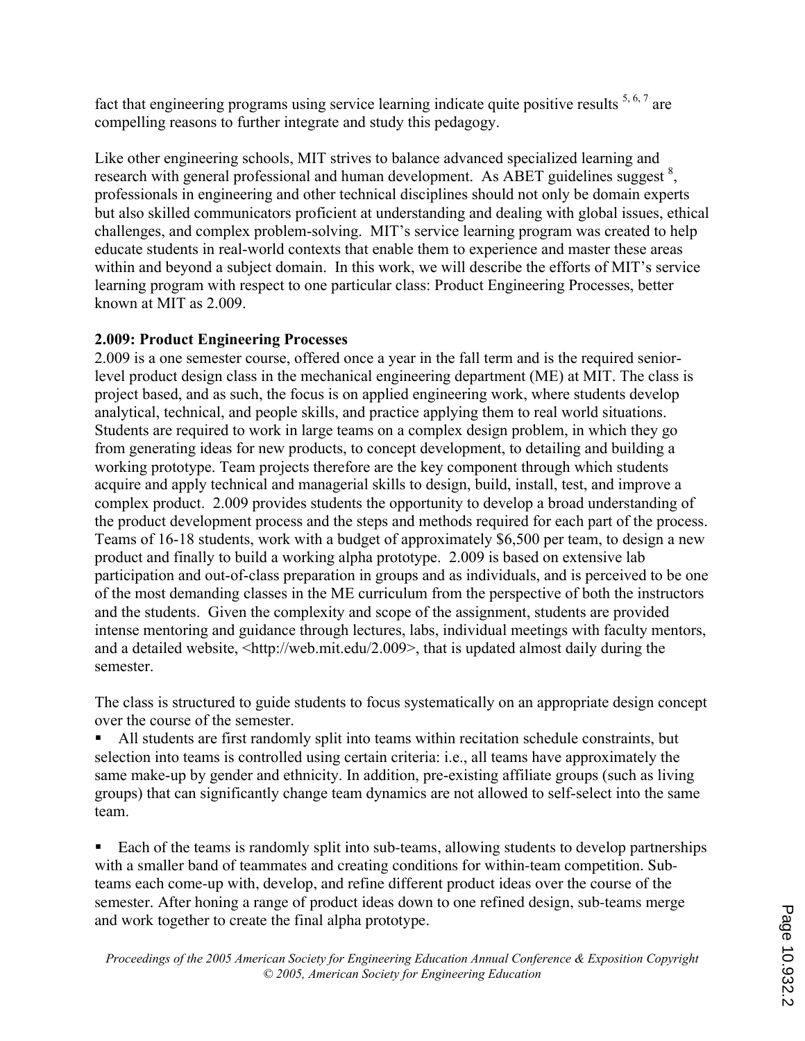fact that engineering programs using service learning indicate quite positive results [5, 6, 7] are compelling reasons to further integrate and study this pedagogy.

Like other engineering schools, MIT strives to balance advanced specialized learning and research with general professional and human development. As ABET guidelines suggest [8], professionals in engineering and other technical disciplines should not only be domain experts but also skilled communicators proficient at understanding and dealing with global issues, ethical challenges, and complex problem-solving. MIT's service learning program was created to help educate students in real-world contexts that enable them to experience and master these areas within and beyond a subject domain. In this work, we will describe the efforts of MIT's service learning program with respect to one particular class: Product Engineering Processes, better known at MIT as 2.009.

**2.009: Product Engineering Processes**

2.009 is a one semester course, offered once a year in the fall term and is the required senior-level product design class in the mechanical engineering department (ME) at MIT. The class is project based, and as such, the focus is on applied engineering work, where students develop analytical, technical, and people skills, and practice applying them to real world situations. Students are required to work in large teams on a complex design problem, in which they go from generating ideas for new products, to concept development, to detailing and building a working prototype. Team projects therefore are the key component through which students acquire and apply technical and managerial skills to design, build, install, test, and improve a complex product. 2.009 provides students the opportunity to develop a broad understanding of the product development process and the steps and methods required for each part of the process. Teams of 16-18 students, work with a budget of approximately $6,500 per team, to design a new product and finally to build a working alpha prototype. 2.009 is based on extensive lab participation and out-of-class preparation in groups and as individuals, and is perceived to be one of the most demanding classes in the ME curriculum from the perspective of both the instructors and the students. Given the complexity and scope of the assignment, students are provided intense mentoring and guidance through lectures, labs, individual meetings with faculty mentors, and a detailed website, <http://web.mit.edu/2.009>, that is updated almost daily during the semester.

The class is structured to guide students to focus systematically on an appropriate design concept over the course of the semester.

- All students are first randomly split into teams within recitation schedule constraints, but selection into teams is controlled using certain criteria: i.e., all teams have approximately the same make-up by gender and ethnicity. In addition, pre-existing affiliate groups (such as living groups) that can significantly change team dynamics are not allowed to self-select into the same team.

- Each of the teams is randomly split into sub-teams, allowing students to develop partnerships with a smaller band of teammates and creating conditions for within-team competition. Sub-teams each come-up with, develop, and refine different product ideas over the course of the semester. After honing a range of product ideas down to one refined design, sub-teams merge and work together to create the final alpha prototype.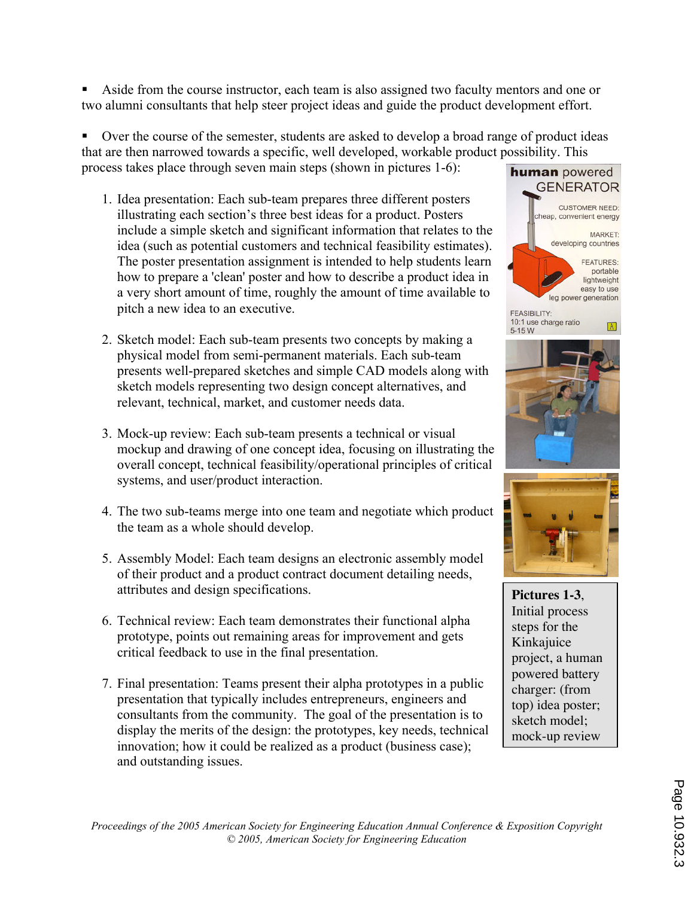- Aside from the course instructor, each team is also assigned two faculty mentors and one or two alumni consultants that help steer project ideas and guide the product development effort.

- Over the course of the semester, students are asked to develop a broad range of product ideas that are then narrowed towards a specific, well developed, workable product possibility. This process takes place through seven main steps (shown in pictures 1-6):

1. Idea presentation: Each sub-team prepares three different posters illustrating each section's three best ideas for a product. Posters include a simple sketch and significant information that relates to the idea (such as potential customers and technical feasibility estimates). The poster presentation assignment is intended to help students learn how to prepare a 'clean' poster and how to describe a product idea in a very short amount of time, roughly the amount of time available to pitch a new idea to an executive.

2. Sketch model: Each sub-team presents two concepts by making a physical model from semi-permanent materials. Each sub-team presents well-prepared sketches and simple CAD models along with sketch models representing two design concept alternatives, and relevant, technical, market, and customer needs data.

3. Mock-up review: Each sub-team presents a technical or visual mockup and drawing of one concept idea, focusing on illustrating the overall concept, technical feasibility/operational principles of critical systems, and user/product interaction.

4. The two sub-teams merge into one team and negotiate which product the team as a whole should develop.

5. Assembly Model: Each team designs an electronic assembly model of their product and a product contract document detailing needs, attributes and design specifications.

6. Technical review: Each team demonstrates their functional alpha prototype, points out remaining areas for improvement and gets critical feedback to use in the final presentation.

7. Final presentation: Teams present their alpha prototypes in a public presentation that typically includes entrepreneurs, engineers and consultants from the community. The goal of the presentation is to display the merits of the design: the prototypes, key needs, technical innovation; how it could be realized as a product (business case); and outstanding issues.

**Pictures 1-3**, Initial process steps for the Kinkajuice project, a human powered battery charger: (from top) idea poster; sketch model; mock-up review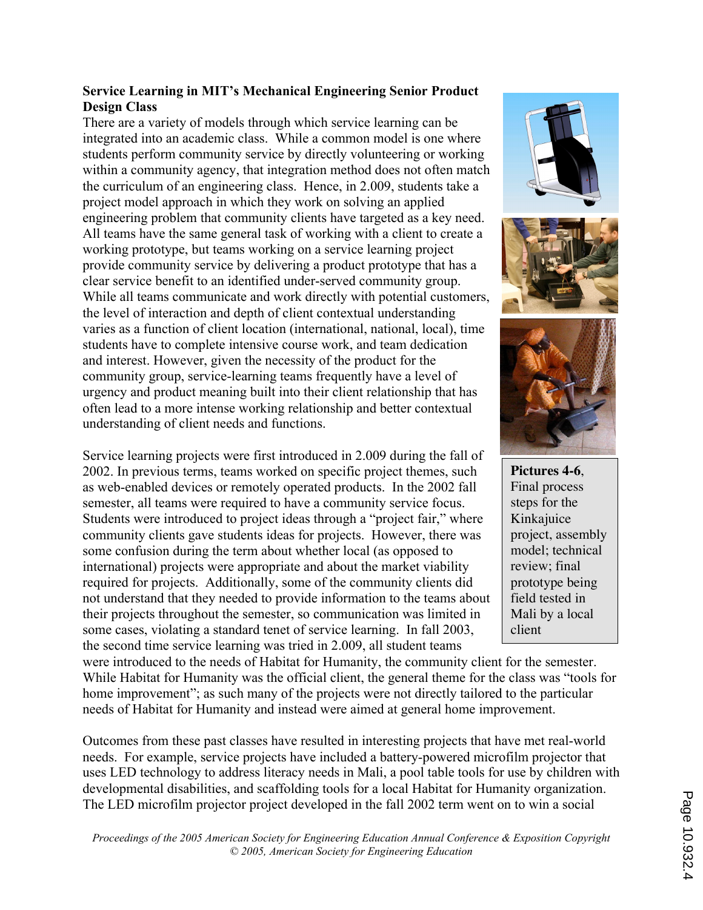**Service Learning in MIT's Mechanical Engineering Senior Product Design Class**

There are a variety of models through which service learning can be integrated into an academic class. While a common model is one where students perform community service by directly volunteering or working within a community agency, that integration method does not often match the curriculum of an engineering class. Hence, in 2.009, students take a project model approach in which they work on solving an applied engineering problem that community clients have targeted as a key need. All teams have the same general task of working with a client to create a working prototype, but teams working on a service learning project provide community service by delivering a product prototype that has a clear service benefit to an identified under-served community group. While all teams communicate and work directly with potential customers, the level of interaction and depth of client contextual understanding varies as a function of client location (international, national, local), time students have to complete intensive course work, and team dedication and interest. However, given the necessity of the product for the community group, service-learning teams frequently have a level of urgency and product meaning built into their client relationship that has often lead to a more intense working relationship and better contextual understanding of client needs and functions.

**Pictures 4-6**, Final process steps for the Kinkajuice project, assembly model; technical review; final prototype being field tested in Mali by a local client

Service learning projects were first introduced in 2.009 during the fall of 2002. In previous terms, teams worked on specific project themes, such as web-enabled devices or remotely operated products. In the 2002 fall semester, all teams were required to have a community service focus. Students were introduced to project ideas through a "project fair," where community clients gave students ideas for projects. However, there was some confusion during the term about whether local (as opposed to international) projects were appropriate and about the market viability required for projects. Additionally, some of the community clients did not understand that they needed to provide information to the teams about their projects throughout the semester, so communication was limited in some cases, violating a standard tenet of service learning. In fall 2003, the second time service learning was tried in 2.009, all student teams were introduced to the needs of Habitat for Humanity, the community client for the semester. While Habitat for Humanity was the official client, the general theme for the class was "tools for home improvement"; as such many of the projects were not directly tailored to the particular needs of Habitat for Humanity and instead were aimed at general home improvement.

Outcomes from these past classes have resulted in interesting projects that have met real-world needs. For example, service projects have included a battery-powered microfilm projector that uses LED technology to address literacy needs in Mali, a pool table tools for use by children with developmental disabilities, and scaffolding tools for a local Habitat for Humanity organization. The LED microfilm projector project developed in the fall 2002 term went on to win a social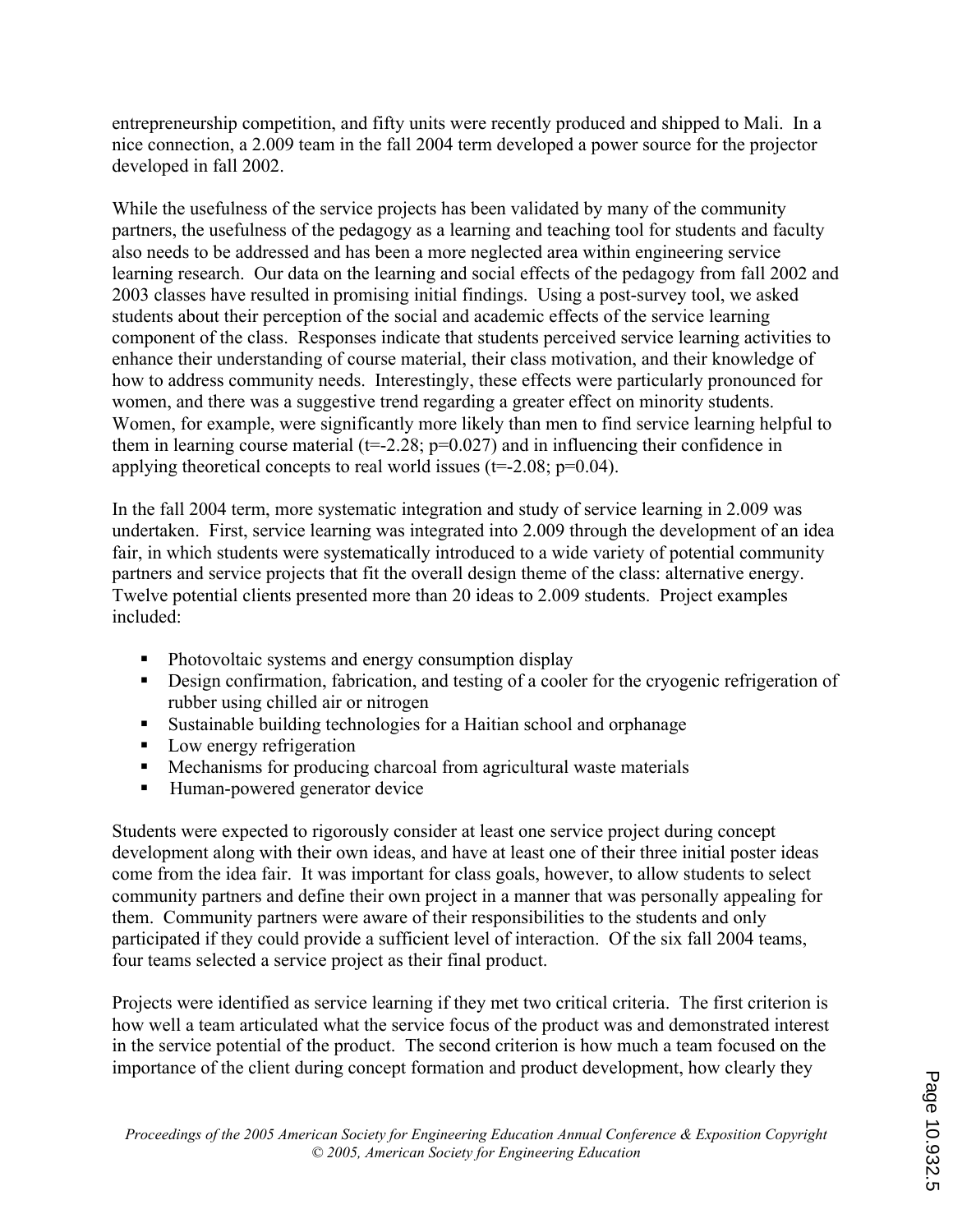entrepreneurship competition, and fifty units were recently produced and shipped to Mali. In a nice connection, a 2.009 team in the fall 2004 term developed a power source for the projector developed in fall 2002.

While the usefulness of the service projects has been validated by many of the community partners, the usefulness of the pedagogy as a learning and teaching tool for students and faculty also needs to be addressed and has been a more neglected area within engineering service learning research. Our data on the learning and social effects of the pedagogy from fall 2002 and 2003 classes have resulted in promising initial findings. Using a post-survey tool, we asked students about their perception of the social and academic effects of the service learning component of the class. Responses indicate that students perceived service learning activities to enhance their understanding of course material, their class motivation, and their knowledge of how to address community needs. Interestingly, these effects were particularly pronounced for women, and there was a suggestive trend regarding a greater effect on minority students. Women, for example, were significantly more likely than men to find service learning helpful to them in learning course material ($t=-2.28$; $p=0.027$) and in influencing their confidence in applying theoretical concepts to real world issues ($t=-2.08$; $p=0.04$).

In the fall 2004 term, more systematic integration and study of service learning in 2.009 was undertaken. First, service learning was integrated into 2.009 through the development of an idea fair, in which students were systematically introduced to a wide variety of potential community partners and service projects that fit the overall design theme of the class: alternative energy. Twelve potential clients presented more than 20 ideas to 2.009 students. Project examples included:

- Photovoltaic systems and energy consumption display
- Design confirmation, fabrication, and testing of a cooler for the cryogenic refrigeration of rubber using chilled air or nitrogen
- Sustainable building technologies for a Haitian school and orphanage
- Low energy refrigeration
- Mechanisms for producing charcoal from agricultural waste materials
- Human-powered generator device

Students were expected to rigorously consider at least one service project during concept development along with their own ideas, and have at least one of their three initial poster ideas come from the idea fair. It was important for class goals, however, to allow students to select community partners and define their own project in a manner that was personally appealing for them. Community partners were aware of their responsibilities to the students and only participated if they could provide a sufficient level of interaction. Of the six fall 2004 teams, four teams selected a service project as their final product.

Projects were identified as service learning if they met two critical criteria. The first criterion is how well a team articulated what the service focus of the product was and demonstrated interest in the service potential of the product. The second criterion is how much a team focused on the importance of the client during concept formation and product development, how clearly they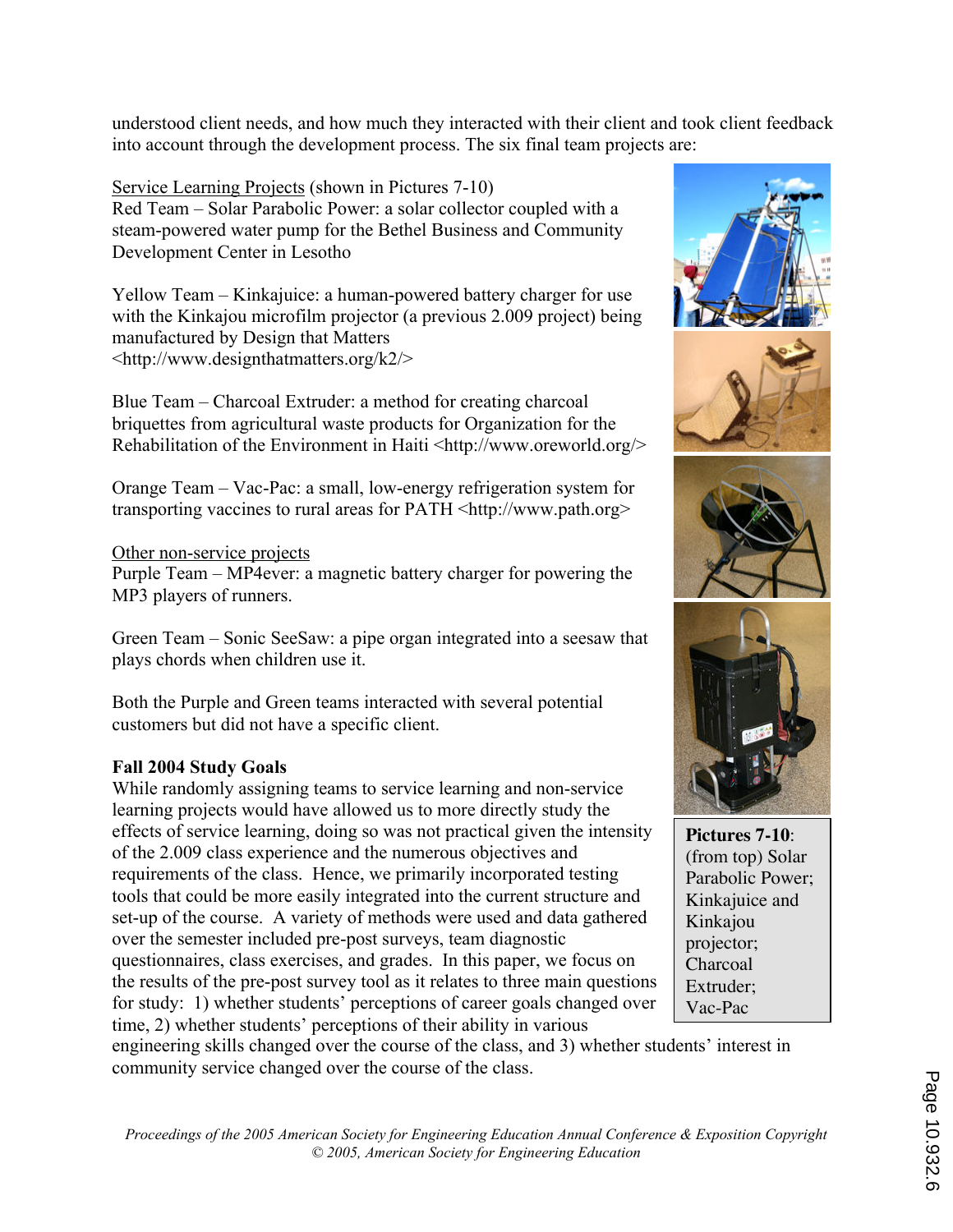understood client needs, and how much they interacted with their client and took client feedback into account through the development process. The six final team projects are:

Service Learning Projects (shown in Pictures 7-10)
Red Team – Solar Parabolic Power: a solar collector coupled with a steam-powered water pump for the Bethel Business and Community Development Center in Lesotho

Yellow Team – Kinkajuice: a human-powered battery charger for use with the Kinkajou microfilm projector (a previous 2.009 project) being manufactured by Design that Matters <http://www.designthatmatters.org/k2/>

Blue Team – Charcoal Extruder: a method for creating charcoal briquettes from agricultural waste products for Organization for the Rehabilitation of the Environment in Haiti <http://www.oreworld.org/>

Orange Team – Vac-Pac: a small, low-energy refrigeration system for transporting vaccines to rural areas for PATH <http://www.path.org>

Other non-service projects
Purple Team – MP4ever: a magnetic battery charger for powering the MP3 players of runners.

Green Team – Sonic SeeSaw: a pipe organ integrated into a seesaw that plays chords when children use it.

Both the Purple and Green teams interacted with several potential customers but did not have a specific client.

**Pictures 7-10**: (from top) Solar Parabolic Power; Kinkajuice and Kinkajou projector; Charcoal Extruder; Vac-Pac

**Fall 2004 Study Goals**

While randomly assigning teams to service learning and non-service learning projects would have allowed us to more directly study the effects of service learning, doing so was not practical given the intensity of the 2.009 class experience and the numerous objectives and requirements of the class. Hence, we primarily incorporated testing tools that could be more easily integrated into the current structure and set-up of the course. A variety of methods were used and data gathered over the semester included pre-post surveys, team diagnostic questionnaires, class exercises, and grades. In this paper, we focus on the results of the pre-post survey tool as it relates to three main questions for study: 1) whether students' perceptions of career goals changed over time, 2) whether students' perceptions of their ability in various engineering skills changed over the course of the class, and 3) whether students' interest in community service changed over the course of the class.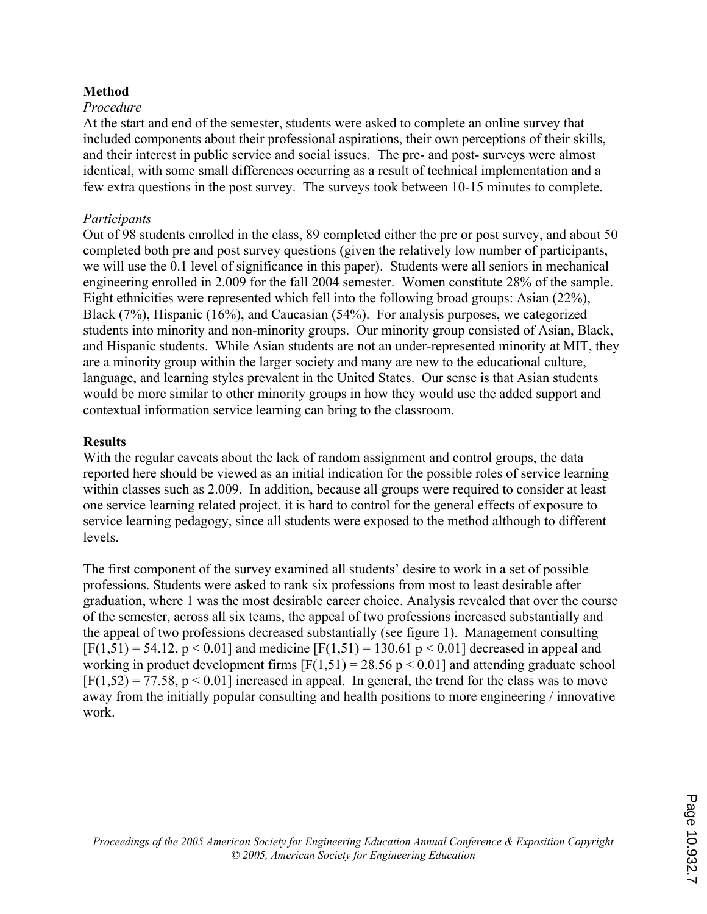## Method

*Procedure*

At the start and end of the semester, students were asked to complete an online survey that included components about their professional aspirations, their own perceptions of their skills, and their interest in public service and social issues. The pre- and post- surveys were almost identical, with some small differences occurring as a result of technical implementation and a few extra questions in the post survey. The surveys took between 10-15 minutes to complete.

*Participants*

Out of 98 students enrolled in the class, 89 completed either the pre or post survey, and about 50 completed both pre and post survey questions (given the relatively low number of participants, we will use the 0.1 level of significance in this paper). Students were all seniors in mechanical engineering enrolled in 2.009 for the fall 2004 semester. Women constitute 28% of the sample. Eight ethnicities were represented which fell into the following broad groups: Asian (22%), Black (7%), Hispanic (16%), and Caucasian (54%). For analysis purposes, we categorized students into minority and non-minority groups. Our minority group consisted of Asian, Black, and Hispanic students. While Asian students are not an under-represented minority at MIT, they are a minority group within the larger society and many are new to the educational culture, language, and learning styles prevalent in the United States. Our sense is that Asian students would be more similar to other minority groups in how they would use the added support and contextual information service learning can bring to the classroom.

## Results

With the regular caveats about the lack of random assignment and control groups, the data reported here should be viewed as an initial indication for the possible roles of service learning within classes such as 2.009. In addition, because all groups were required to consider at least one service learning related project, it is hard to control for the general effects of exposure to service learning pedagogy, since all students were exposed to the method although to different levels.

The first component of the survey examined all students' desire to work in a set of possible professions. Students were asked to rank six professions from most to least desirable after graduation, where 1 was the most desirable career choice. Analysis revealed that over the course of the semester, across all six teams, the appeal of two professions increased substantially and the appeal of two professions decreased substantially (see figure 1). Management consulting [$F(1,51) = 54.12$, $p < 0.01$] and medicine [$F(1,51) = 130.61$ $p < 0.01$] decreased in appeal and working in product development firms [$F(1,51) = 28.56$ $p < 0.01$] and attending graduate school [$F(1,52) = 77.58$, $p < 0.01$] increased in appeal. In general, the trend for the class was to move away from the initially popular consulting and health positions to more engineering / innovative work.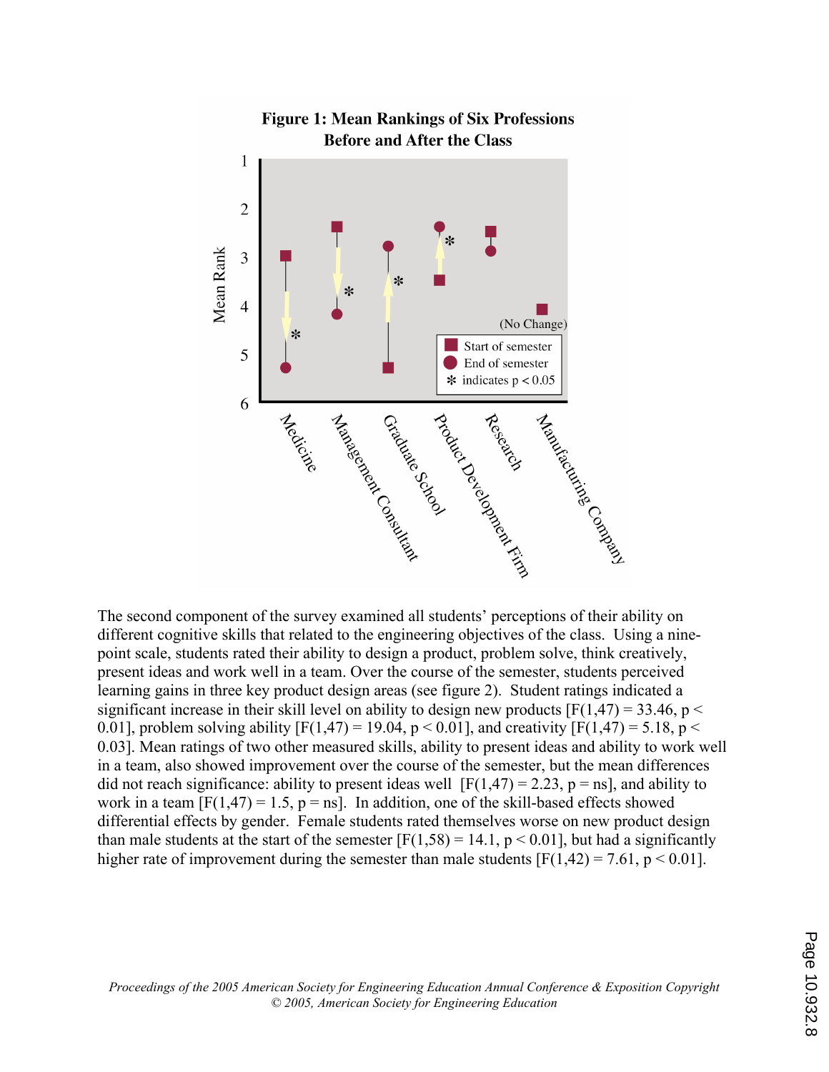**Figure 1: Mean Rankings of Six Professions Before and After the Class**

The second component of the survey examined all students' perceptions of their ability on different cognitive skills that related to the engineering objectives of the class. Using a nine-point scale, students rated their ability to design a product, problem solve, think creatively, present ideas and work well in a team. Over the course of the semester, students perceived learning gains in three key product design areas (see figure 2). Student ratings indicated a significant increase in their skill level on ability to design new products [$F(1,47) = 33.46$, $p < 0.01$], problem solving ability [$F(1,47) = 19.04$, $p < 0.01$], and creativity [$F(1,47) = 5.18$, $p < 0.03$]. Mean ratings of two other measured skills, ability to present ideas and ability to work well in a team, also showed improvement over the course of the semester, but the mean differences did not reach significance: ability to present ideas well [$F(1,47) = 2.23$, p = ns], and ability to work in a team [$F(1,47) = 1.5$, p = ns]. In addition, one of the skill-based effects showed differential effects by gender. Female students rated themselves worse on new product design than male students at the start of the semester [$F(1,58) = 14.1$, $p < 0.01$], but had a significantly higher rate of improvement during the semester than male students [$F(1,42) = 7.61$, $p < 0.01$].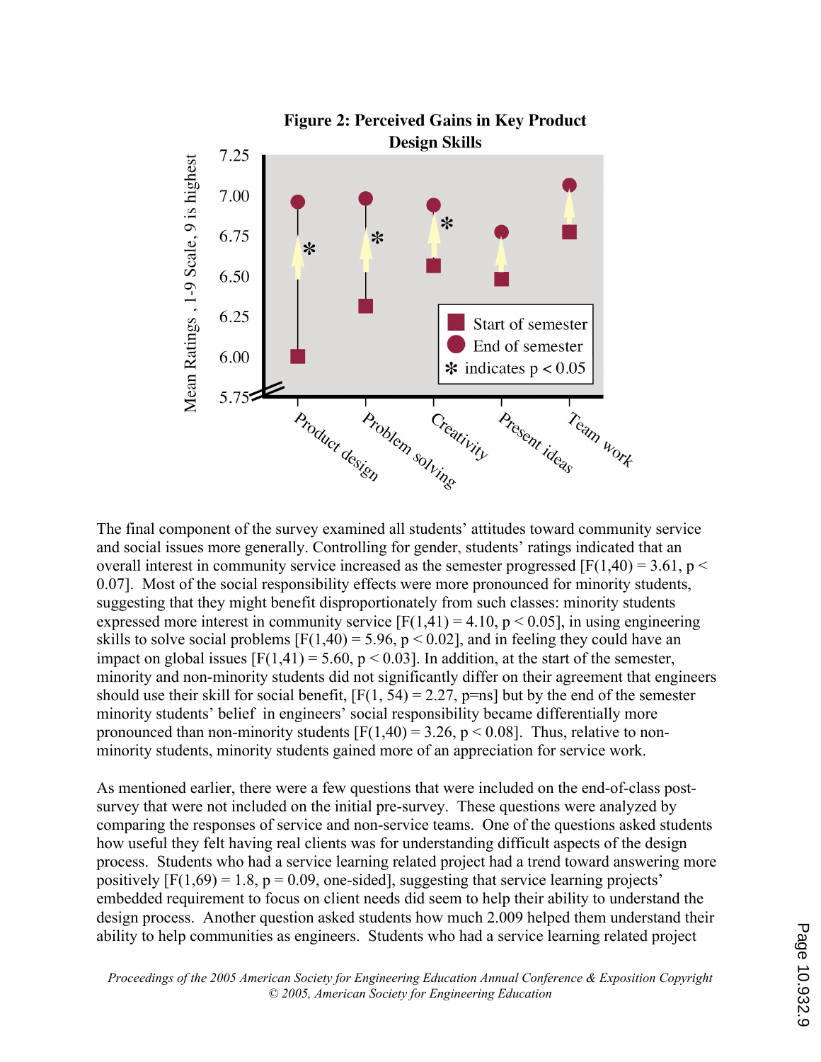**Figure 2: Perceived Gains in Key Product Design Skills**

The final component of the survey examined all students' attitudes toward community service and social issues more generally. Controlling for gender, students' ratings indicated that an overall interest in community service increased as the semester progressed [$F(1,40) = 3.61$, $p < 0.07$]. Most of the social responsibility effects were more pronounced for minority students, suggesting that they might benefit disproportionately from such classes: minority students expressed more interest in community service [$F(1,41) = 4.10$, $p < 0.05$], in using engineering skills to solve social problems [$F(1,40) = 5.96$, $p < 0.02$], and in feeling they could have an impact on global issues [$F(1,41) = 5.60$, $p < 0.03$]. In addition, at the start of the semester, minority and non-minority students did not significantly differ on their agreement that engineers should use their skill for social benefit, [$F(1, 54) = 2.27$, p=ns] but by the end of the semester minority students' belief in engineers' social responsibility became differentially more pronounced than non-minority students [$F(1,40) = 3.26$, $p < 0.08$]. Thus, relative to non-minority students, minority students gained more of an appreciation for service work.

As mentioned earlier, there were a few questions that were included on the end-of-class post-survey that were not included on the initial pre-survey. These questions were analyzed by comparing the responses of service and non-service teams. One of the questions asked students how useful they felt having real clients was for understanding difficult aspects of the design process. Students who had a service learning related project had a trend toward answering more positively [$F(1,69) = 1.8$, $p = 0.09$, one-sided], suggesting that service learning projects' embedded requirement to focus on client needs did seem to help their ability to understand the design process. Another question asked students how much 2.009 helped them understand their ability to help communities as engineers. Students who had a service learning related project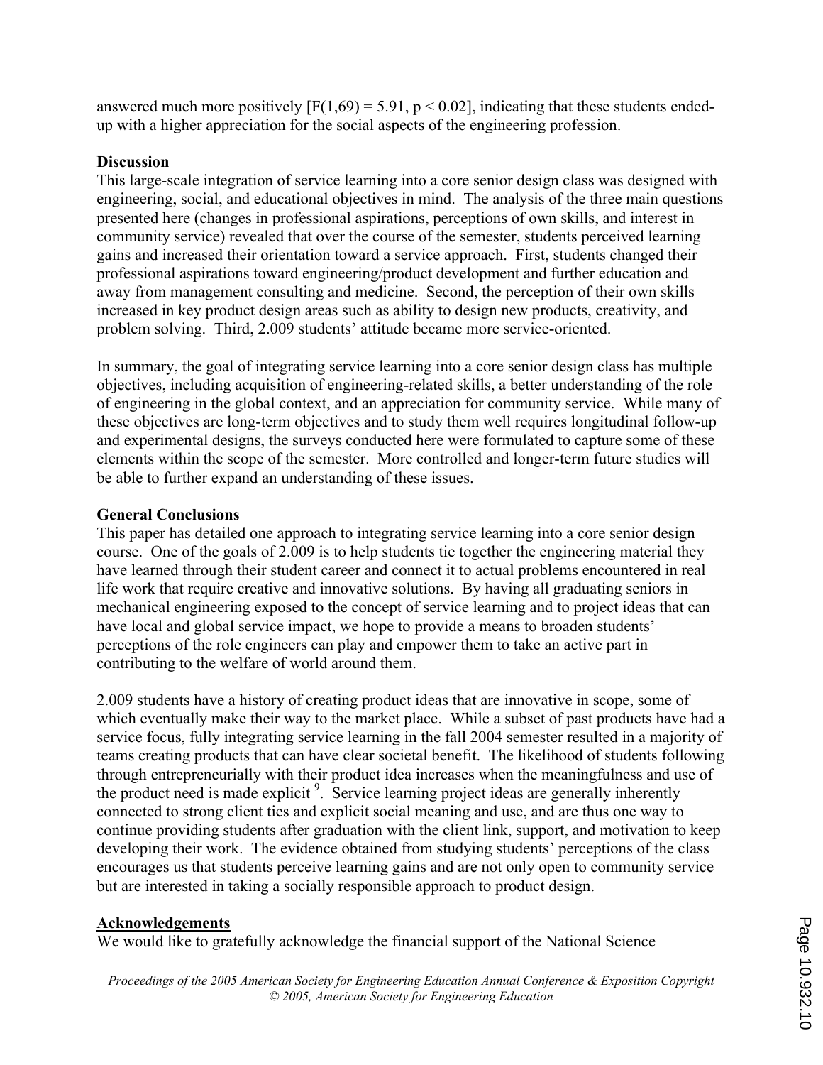answered much more positively [$F(1,69) = 5.91$, $p < 0.02$], indicating that these students ended-up with a higher appreciation for the social aspects of the engineering profession.

**Discussion**

This large-scale integration of service learning into a core senior design class was designed with engineering, social, and educational objectives in mind. The analysis of the three main questions presented here (changes in professional aspirations, perceptions of own skills, and interest in community service) revealed that over the course of the semester, students perceived learning gains and increased their orientation toward a service approach. First, students changed their professional aspirations toward engineering/product development and further education and away from management consulting and medicine. Second, the perception of their own skills increased in key product design areas such as ability to design new products, creativity, and problem solving. Third, 2.009 students' attitude became more service-oriented.

In summary, the goal of integrating service learning into a core senior design class has multiple objectives, including acquisition of engineering-related skills, a better understanding of the role of engineering in the global context, and an appreciation for community service. While many of these objectives are long-term objectives and to study them well requires longitudinal follow-up and experimental designs, the surveys conducted here were formulated to capture some of these elements within the scope of the semester. More controlled and longer-term future studies will be able to further expand an understanding of these issues.

**General Conclusions**

This paper has detailed one approach to integrating service learning into a core senior design course. One of the goals of 2.009 is to help students tie together the engineering material they have learned through their student career and connect it to actual problems encountered in real life work that require creative and innovative solutions. By having all graduating seniors in mechanical engineering exposed to the concept of service learning and to project ideas that can have local and global service impact, we hope to provide a means to broaden students' perceptions of the role engineers can play and empower them to take an active part in contributing to the welfare of world around them.

2.009 students have a history of creating product ideas that are innovative in scope, some of which eventually make their way to the market place. While a subset of past products have had a service focus, fully integrating service learning in the fall 2004 semester resulted in a majority of teams creating products that can have clear societal benefit. The likelihood of students following through entrepreneurially with their product idea increases when the meaningfulness and use of the product need is made explicit [9]. Service learning project ideas are generally inherently connected to strong client ties and explicit social meaning and use, and are thus one way to continue providing students after graduation with the client link, support, and motivation to keep developing their work. The evidence obtained from studying students' perceptions of the class encourages us that students perceive learning gains and are not only open to community service but are interested in taking a socially responsible approach to product design.

**Acknowledgements**

We would like to gratefully acknowledge the financial support of the National Science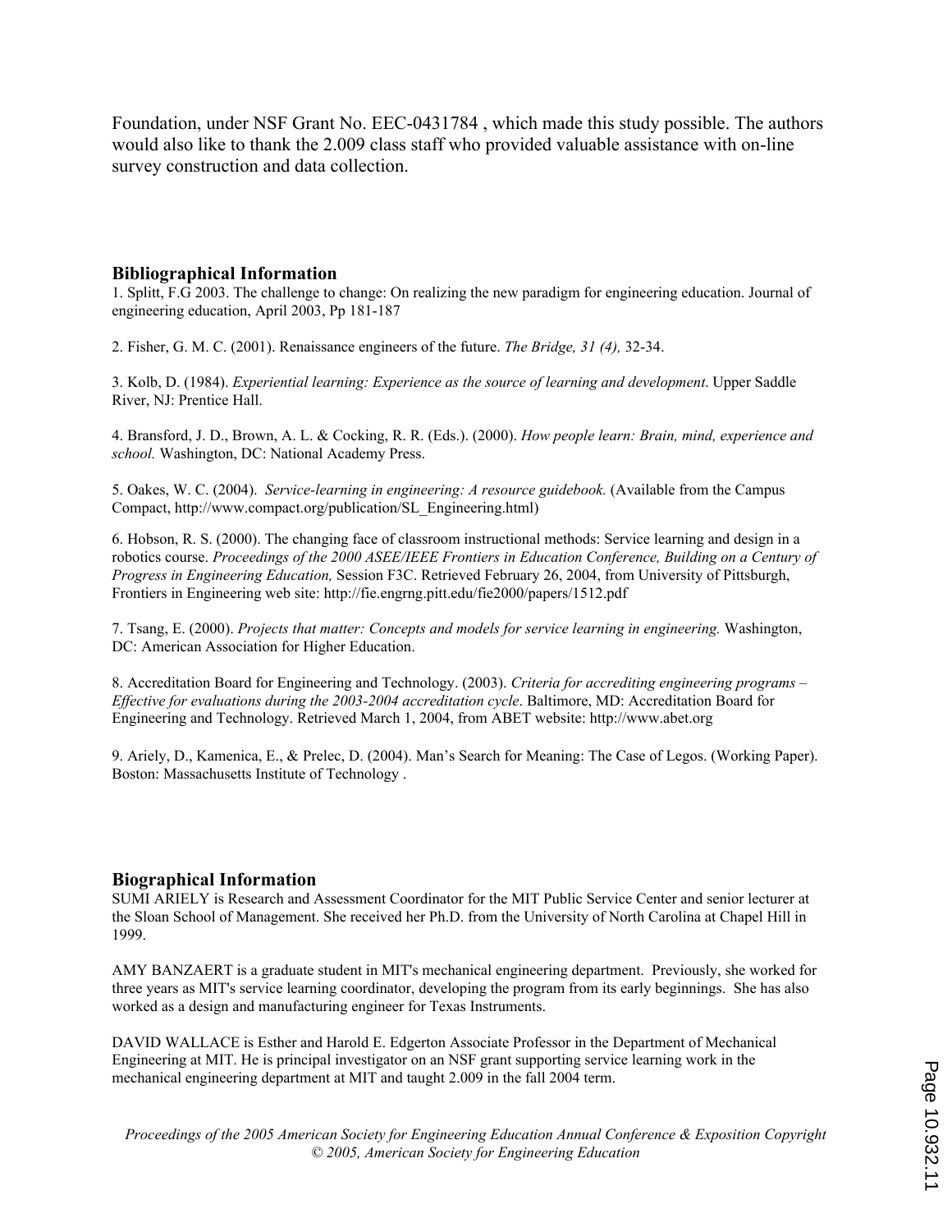Foundation, under NSF Grant No. EEC-0431784 , which made this study possible. The authors would also like to thank the 2.009 class staff who provided valuable assistance with on-line survey construction and data collection.

## Bibliographical Information

1. Splitt, F.G 2003. The challenge to change: On realizing the new paradigm for engineering education. Journal of engineering education, April 2003, Pp 181-187

2. Fisher, G. M. C. (2001). Renaissance engineers of the future. *The Bridge, 31 (4),* 32-34.

3. Kolb, D. (1984). *Experiential learning: Experience as the source of learning and development*. Upper Saddle River, NJ: Prentice Hall.

4. Bransford, J. D., Brown, A. L. & Cocking, R. R. (Eds.). (2000). *How people learn: Brain, mind, experience and school.* Washington, DC: National Academy Press.

5. Oakes, W. C. (2004). *Service-learning in engineering: A resource guidebook.* (Available from the Campus Compact, http://www.compact.org/publication/SL_Engineering.html)

6. Hobson, R. S. (2000). The changing face of classroom instructional methods: Service learning and design in a robotics course. *Proceedings of the 2000 ASEE/IEEE Frontiers in Education Conference, Building on a Century of Progress in Engineering Education,* Session F3C. Retrieved February 26, 2004, from University of Pittsburgh, Frontiers in Engineering web site: http://fie.engrng.pitt.edu/fie2000/papers/1512.pdf

7. Tsang, E. (2000). *Projects that matter: Concepts and models for service learning in engineering.* Washington, DC: American Association for Higher Education.

8. Accreditation Board for Engineering and Technology. (2003). *Criteria for accrediting engineering programs – Effective for evaluations during the 2003-2004 accreditation cycle*. Baltimore, MD: Accreditation Board for Engineering and Technology. Retrieved March 1, 2004, from ABET website: http://www.abet.org

9. Ariely, D., Kamenica, E., & Prelec, D. (2004). Man's Search for Meaning: The Case of Legos. (Working Paper). Boston: Massachusetts Institute of Technology .

## Biographical Information

SUMI ARIELY is Research and Assessment Coordinator for the MIT Public Service Center and senior lecturer at the Sloan School of Management. She received her Ph.D. from the University of North Carolina at Chapel Hill in 1999.

AMY BANZAERT is a graduate student in MIT's mechanical engineering department. Previously, she worked for three years as MIT's service learning coordinator, developing the program from its early beginnings. She has also worked as a design and manufacturing engineer for Texas Instruments.

DAVID WALLACE is Esther and Harold E. Edgerton Associate Professor in the Department of Mechanical Engineering at MIT. He is principal investigator on an NSF grant supporting service learning work in the mechanical engineering department at MIT and taught 2.009 in the fall 2004 term.